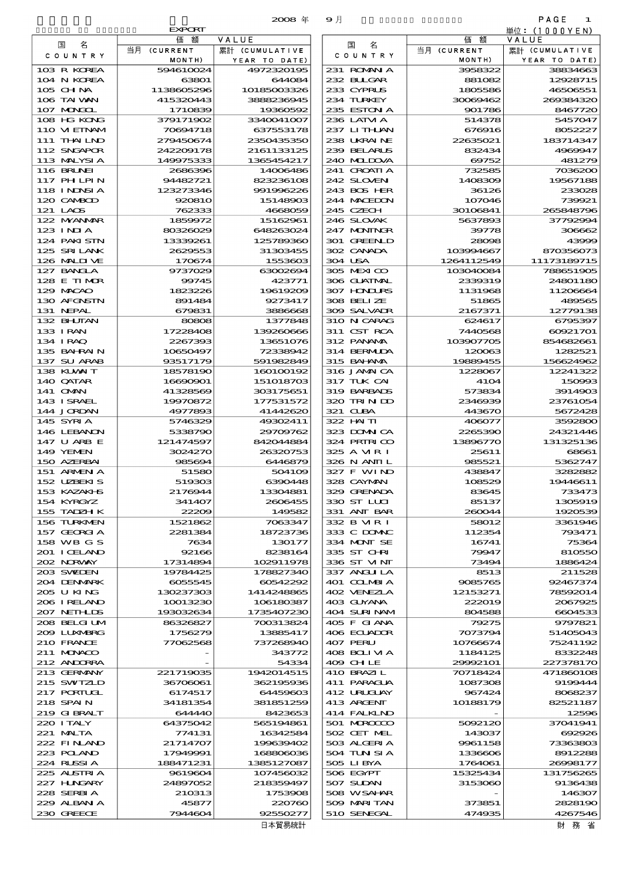2008 年 9月

EXPORT

単位：(1000YEN)

| 国名 COUNTRY | 価額 VALUE 当月 (CURRENT MONTH) | 累計 (CUMULATIVE YEAR TO DATE) |
|---|---|---|
| 103 R KOREA | 594610024 | 4972320195 |
| 104 N KOREA | 63801 | 644084 |
| 105 CHINA | 1138605296 | 10185003326 |
| 106 TAIWAN | 415320443 | 3888236945 |
| 107 MONGOL | 1710839 | 19360592 |
| 108 HG KONG | 379171902 | 3340041007 |
| 110 VIETNAM | 70694718 | 637553178 |
| 111 THAILND | 279450674 | 2350435350 |
| 112 SNGAPOR | 242209178 | 2161133125 |
| 113 MALYSIA | 149975333 | 1365454217 |
| 116 BRUNEI | 2686396 | 14006486 |
| 117 PHLPIN | 94482721 | 823236108 |
| 118 INDNSIA | 123273346 | 991996226 |
| 120 CAMBOD | 920810 | 15148903 |
| 121 LAOS | 762333 | 4668059 |
| 122 MYANMAR | 1859972 | 15162961 |
| 123 INDIA | 80326029 | 648263024 |
| 124 PAKISTN | 13339261 | 125789360 |
| 125 SRILANK | 2629553 | 31303455 |
| 126 MALDIVE | 170674 | 1553603 |
| 127 BANGLA | 9737029 | 63002694 |
| 128 E TIMOR | 99745 | 423771 |
| 129 MACAO | 1823226 | 19619209 |
| 130 AFGNSTN | 891484 | 9273417 |
| 131 NEPAL | 679831 | 3886668 |
| 132 BHUTAN | 80808 | 1377848 |
| 133 IRAN | 17228408 | 139260666 |
| 134 IRAQ | 2267393 | 13651076 |
| 135 BAHRAIN | 10650497 | 72338942 |
| 137 SU ARAB | 93517179 | 591982849 |
| 138 KUWAIT | 18578190 | 160100192 |
| 140 QATAR | 16690901 | 151018703 |
| 141 OMAN | 41328569 | 303175651 |
| 143 ISRAEL | 19970872 | 177531572 |
| 144 JORDAN | 4977893 | 41442620 |
| 145 SYRIA | 5746329 | 49302411 |
| 146 LEBANON | 5338790 | 29709762 |
| 147 U ARB E | 121474597 | 842044884 |
| 149 YEMEN | 3024270 | 26320753 |
| 150 AZERBAI | 985694 | 6446879 |
| 151 ARMENIA | 51580 | 504109 |
| 152 UZBEKIS | 519303 | 6390448 |
| 153 KAZAKHS | 2176944 | 13304881 |
| 154 KYRGYZ | 341407 | 2606455 |
| 155 TADZHIK | 22209 | 149582 |
| 156 TURKMEN | 1521862 | 7063347 |
| 157 GEORGIA | 2281384 | 18723736 |
| 158 W B G S | 7634 | 130177 |
| 201 ICELAND | 92166 | 8238164 |
| 202 NORWAY | 17314894 | 102911978 |
| 203 SWEDEN | 19784425 | 178827340 |
| 204 DENMARK | 6055545 | 60542292 |
| 205 U KING | 130237303 | 1414248865 |
| 206 IRELAND | 10013230 | 106180387 |
| 207 NETHLDS | 193032634 | 1735407230 |
| 208 BELGIUM | 86326827 | 700313824 |
| 209 LUXMBRG | 1756279 | 13885417 |
| 210 FRANCE | 77062568 | 737268940 |
| 211 MONACO | - | 343772 |
| 212 ANDORRA | - | 54334 |
| 213 GERMANY | 221719035 | 1942014515 |
| 215 SWITZLD | 36706061 | 362195936 |
| 217 PORTUGL | 6174517 | 64459603 |
| 218 SPAIN | 34181354 | 381851259 |
| 219 GIBRALT | 644440 | 8423653 |
| 220 ITALY | 64375042 | 565194861 |
| 221 MALTA | 774131 | 16342584 |
| 222 FINLAND | 21714707 | 199639402 |
| 223 POLAND | 17949991 | 168806036 |
| 224 RUSSIA | 188471231 | 1385127087 |
| 225 AUSTRIA | 9619604 | 107456032 |
| 227 HUNGARY | 24897052 | 218359497 |
| 228 SERBIA | 210313 | 1753908 |
| 229 ALBANIA | 45877 | 220760 |
| 230 GREECE | 7944604 | 92550277 |
| 231 ROMANIA | 3958322 | 38834663 |
| 232 BULGAR | 881082 | 12928715 |
| 233 CYPRUS | 1805586 | 46506551 |
| 234 TURKEY | 30069462 | 269384320 |
| 235 ESTONIA | 901786 | 8467720 |
| 236 LATVIA | 514378 | 5457047 |
| 237 LITHUAN | 676916 | 8052227 |
| 238 UKRAINE | 22635021 | 183714347 |
| 239 BELARUS | 832434 | 4969947 |
| 240 MOLDOVA | 69752 | 481279 |
| 241 CROATIA | 732585 | 7036200 |
| 242 SLOVEN | 1408309 | 19567188 |
| 243 BOS HER | 36126 | 233028 |
| 244 MACEDON | 107046 | 739921 |
| 245 CZECH | 30106841 | 265848796 |
| 246 SLOVAK | 5637893 | 37792994 |
| 247 MONTNGR | 39778 | 306662 |
| 301 GREENLD | 28098 | 43999 |
| 302 CANADA | 103994667 | 870356073 |
| 304 USA | 1264112549 | 11173189715 |
| 305 MEXICO | 103040084 | 788651905 |
| 306 GUATMAL | 2339319 | 24801180 |
| 307 HONDURS | 1131968 | 11206664 |
| 308 BELIZE | 51865 | 489565 |
| 309 SALVADR | 2167371 | 12779138 |
| 310 NICARAG | 624617 | 6795397 |
| 311 CST RCA | 7440568 | 60921701 |
| 312 PANAMA | 103907705 | 854682661 |
| 314 BERMUDA | 120063 | 1282521 |
| 315 BAHAMA | 19889455 | 156624962 |
| 316 JAMAICA | 1228067 | 12241322 |
| 317 TUK CAI | 4104 | 150993 |
| 319 BARBADS | 573834 | 3914903 |
| 320 TRIN DD | 2346939 | 23761054 |
| 321 CUBA | 443670 | 5672428 |
| 322 HAITI | 406077 | 3592800 |
| 323 DOMNICA | 2265390 | 24321446 |
| 324 PRTRICO | 13896770 | 131325136 |
| 325 A VIR I | 25611 | 68661 |
| 326 N ANTIL | 985521 | 5362747 |
| 327 F W IND | 438847 | 3282882 |
| 328 CAYMAN | 108529 | 19446611 |
| 329 GRENADA | 83645 | 733473 |
| 330 ST LUCI | 85137 | 1305919 |
| 331 ANT BAR | 260044 | 1920539 |
| 332 B VIR I | 58012 | 3361946 |
| 333 C DOMNC | 112354 | 793471 |
| 334 MONT SE | 16741 | 75364 |
| 335 ST CHRI | 79947 | 810550 |
| 336 ST VINT | 73494 | 1886424 |
| 337 ANGUILA | 8513 | 211528 |
| 401 COLMBIA | 9085765 | 92467374 |
| 402 VENEZLA | 12153271 | 78592014 |
| 403 GUYANA | 222019 | 2067925 |
| 404 SURINAM | 804588 | 6604533 |
| 405 F GIANA | 79275 | 9797821 |
| 406 ECUADOR | 7073794 | 51405043 |
| 407 PERU | 10766674 | 75241192 |
| 408 BOLIVIA | 1184125 | 8332248 |
| 409 CHILE | 29992101 | 227378170 |
| 410 BRAZIL | 70718424 | 471860108 |
| 411 PARAGUA | 1087308 | 9199444 |
| 412 URUGUAY | 967424 | 8068237 |
| 413 ARGENT | 10188179 | 82521187 |
| 414 FALKLND | - | 12596 |
| 501 MOROCCO | 5092120 | 37041941 |
| 502 CET MEL | 143037 | 692926 |
| 503 ALGERIA | 9961158 | 73363803 |
| 504 TUNISIA | 1336606 | 8912288 |
| 505 LIBYA | 1764061 | 26998177 |
| 506 EGYPT | 15325434 | 131756265 |
| 507 SUDAN | 3153060 | 9136438 |
| 508 W SAHAR | - | 146307 |
| 509 MARITAN | 373851 | 2828190 |
| 510 SENEGAL | 474935 | 4267546 |

日本貿易統計　　財務省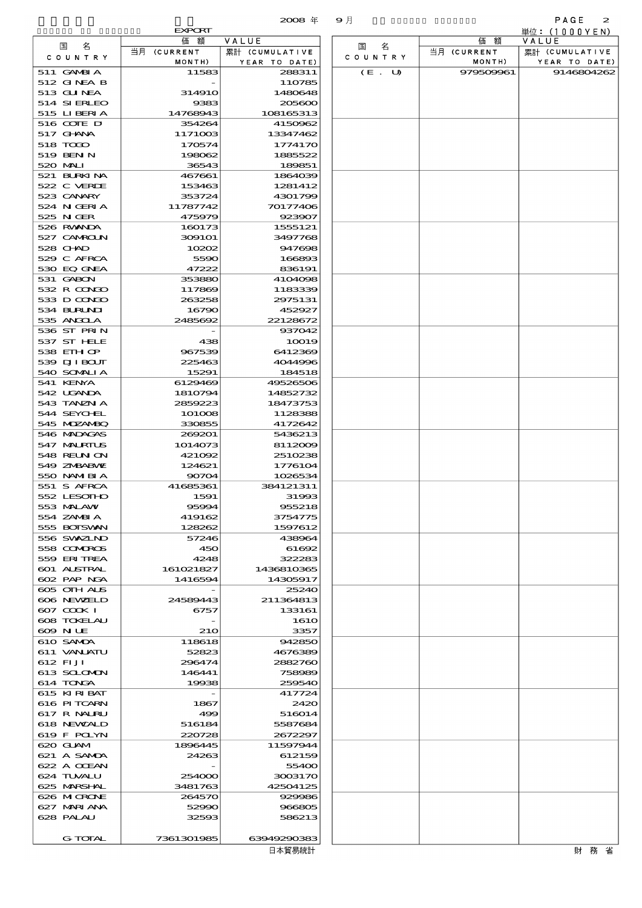EXPORT

2008 年 9 月

単位：(1000YEN)

| 国名 COUNTRY | 価額 VALUE 当月 (CURRENT MONTH) | 累計 (CUMULATIVE YEAR TO DATE) |
|---|---|---|
| 511 GAMBIA | 11583 | 288311 |
| 512 GINEA B | - | 110785 |
| 513 GUINEA | 314910 | 1480648 |
| 514 SIERLEO | 9383 | 205600 |
| 515 LIBERIA | 14768943 | 108165313 |
| 516 COTE D | 354264 | 4150962 |
| 517 GHANA | 1171003 | 13347462 |
| 518 TOGO | 170574 | 1774170 |
| 519 BENIN | 198062 | 1885522 |
| 520 MALI | 36543 | 189851 |
| 521 BURKINA | 467661 | 1864039 |
| 522 C VERDE | 153463 | 1281412 |
| 523 CANARY | 353724 | 4301799 |
| 524 NIGERIA | 11787742 | 70177406 |
| 525 NIGER | 475979 | 923907 |
| 526 RWANDA | 160173 | 1555121 |
| 527 CAMROUN | 309101 | 3497768 |
| 528 CHAD | 10202 | 947698 |
| 529 C AFRCA | 5590 | 166893 |
| 530 EQ GNEA | 47222 | 836191 |
| 531 GABON | 353880 | 4104098 |
| 532 R CONGO | 117869 | 1183339 |
| 533 D CONGO | 263258 | 2975131 |
| 534 BURUNDI | 16790 | 452927 |
| 535 ANGOLA | 2485692 | 22128672 |
| 536 ST PRIN | - | 937042 |
| 537 ST HELE | 438 | 10019 |
| 538 ETHIOP | 967539 | 6412369 |
| 539 DJIBOUT | 225463 | 4044996 |
| 540 SOMALIA | 15291 | 184518 |
| 541 KENYA | 6129469 | 49526506 |
| 542 UGANDA | 1810794 | 14852732 |
| 543 TANZNIA | 2859223 | 18473753 |
| 544 SEYCHEL | 101008 | 1128388 |
| 545 MOZAMBQ | 330855 | 4172642 |
| 546 MADAGAS | 269201 | 5436213 |
| 547 MAURTUS | 1014073 | 8112009 |
| 548 REUNION | 421092 | 2510238 |
| 549 ZMBABWE | 124621 | 1776104 |
| 550 NAMIBIA | 90704 | 1026534 |
| 551 S AFRCA | 41685361 | 384121311 |
| 552 LESOTHO | 1591 | 31993 |
| 553 MALAWI | 95994 | 955218 |
| 554 ZAMBIA | 419162 | 3754775 |
| 555 BOTSWAN | 128262 | 1597612 |
| 556 SWAZLND | 57246 | 438964 |
| 558 COMOROS | 450 | 61692 |
| 559 ERITREA | 4248 | 322283 |
| 601 AUSTRAL | 161021827 | 1436810365 |
| 602 PAP NGA | 1416594 | 14305917 |
| 605 OTH AUS | - | 25240 |
| 606 NEWZELD | 24589443 | 211364813 |
| 607 COOK I | 6757 | 133161 |
| 608 TOKELAU | - | 1610 |
| 609 NIUE | 210 | 3357 |
| 610 SAMOA | 118618 | 942850 |
| 611 VANUATU | 52823 | 4676389 |
| 612 FIJI | 296474 | 2882760 |
| 613 SOLOMON | 146441 | 758989 |
| 614 TONGA | 19938 | 259540 |
| 615 KIRIBAT | - | 417724 |
| 616 PITCARN | 1867 | 2420 |
| 617 R NAURU | 499 | 516014 |
| 618 NEWCALD | 516184 | 5587684 |
| 619 F POLYN | 220728 | 2672297 |
| 620 GUAM | 1896445 | 11597944 |
| 621 A SAMOA | 24263 | 612159 |
| 622 A OCEAN | - | 55400 |
| 624 TUVALU | 254000 | 3003170 |
| 625 MARSHAL | 3481763 | 42504125 |
| 626 MICRONE | 264570 | 929986 |
| 627 MARIANA | 52990 | 966805 |
| 628 PALAU | 32593 | 586213 |
| G-TOTAL | 7361301985 | 63949290383 |

| 国名 COUNTRY | 価額 VALUE 当月 (CURRENT MONTH) | 累計 (CUMULATIVE YEAR TO DATE) |
|---|---|---|
| (E. U) | 979509961 | 9146804262 |

日本貿易統計

財務省